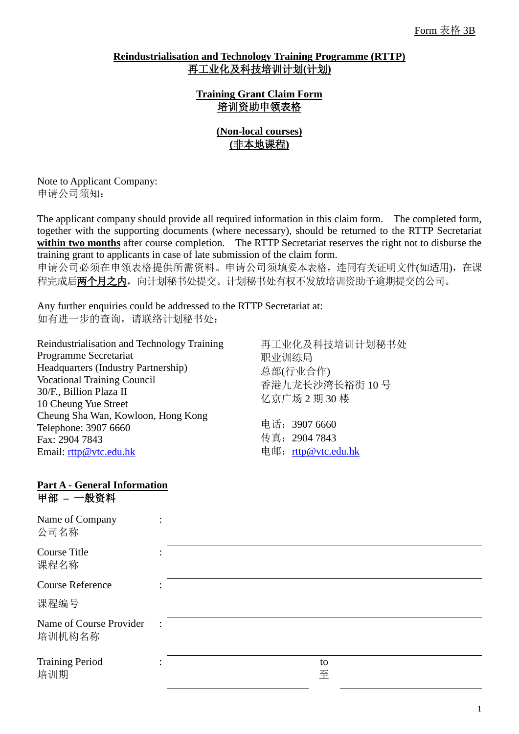Form 表格 3B

# Reindustrialisation and Technology Training Programme (RTTP)
# 再工业化及科技培训计划(计划)

## Training Grant Claim Form
## 培训资助申领表格

**(Non-local courses)**
**(非本地课程)**

Note to Applicant Company:
申请公司须知：

The applicant company should provide all required information in this claim form. The completed form, together with the supporting documents (where necessary), should be returned to the RTTP Secretariat **within two months** after course completion. The RTTP Secretariat reserves the right not to disburse the training grant to applicants in case of late submission of the claim form.
申请公司必须在申领表格提供所需资料。申请公司须填妥本表格，连同有关证明文件(如适用)，在课程完成后**两个月之内**，向计划秘书处提交。计划秘书处有权不发放培训资助予逾期提交的公司。

Any further enquiries could be addressed to the RTTP Secretariat at:
如有进一步的查询，请联络计划秘书处：

Reindustrialisation and Technology Training Programme Secretariat
Headquarters (Industry Partnership)
Vocational Training Council
30/F., Billion Plaza II
10 Cheung Yue Street
Cheung Sha Wan, Kowloon, Hong Kong
Telephone: 3907 6660
Fax: 2904 7843
Email: rttp@vtc.edu.hk

再工业化及科技培训计划秘书处
职业训练局
总部(行业合作)
香港九龙长沙湾长裕街 10 号
亿京广场 2 期 30 楼

电话：3907 6660
传真：2904 7843
电邮：rttp@vtc.edu.hk

## Part A - General Information
## 甲部 – 一般资料

Name of Company 公司名称 : ______________________________

Course Title 课程名称 : ______________________________

Course Reference 课程编号 : ______________________________

Name of Course Provider 培训机构名称 : ______________________________

Training Period 培训期 : ______________ to 至 ______________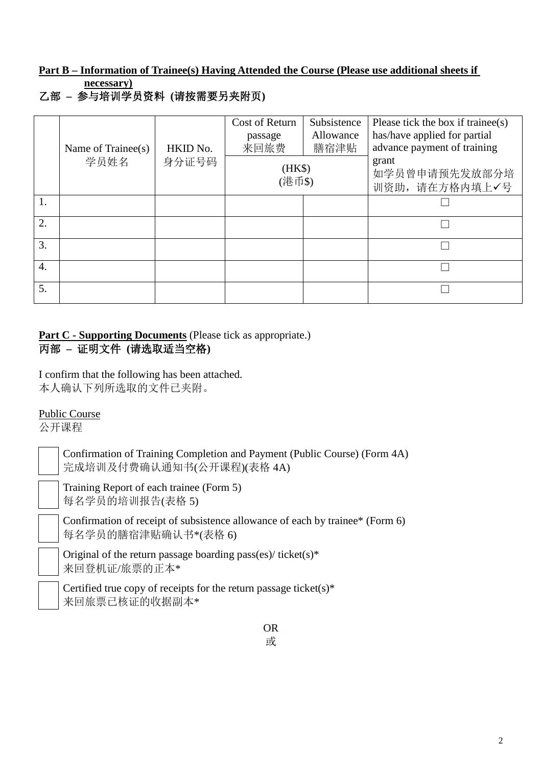**Part B – Information of Trainee(s) Having Attended the Course (Please use additional sheets if necessary)**

**乙部 – 参与培训学员资料 (请按需要另夹附页)**

| | Name of Trainee(s) 学员姓名 | HKID No. 身分证号码 | Cost of Return passage 来回旅费 | Subsistence Allowance 膳宿津贴 | Please tick the box if trainee(s) has/have applied for partial advance payment of training grant 如学员曾申请预先发放部分培训资助，请在方格内填上✓号 |
|---|---|---|---|---|---|
| | | | (HK$) (港币$) | | |
| 1. | | | | | ☐ |
| 2. | | | | | ☐ |
| 3. | | | | | ☐ |
| 4. | | | | | ☐ |
| 5. | | | | | ☐ |

**Part C - Supporting Documents** (Please tick as appropriate.)

**丙部 – 证明文件 (请选取适当空格)**

I confirm that the following has been attached.
本人确认下列所选取的文件已夹附。

Public Course
公开课程

☐ Confirmation of Training Completion and Payment (Public Course) (Form 4A)
完成培训及付费确认通知书(公开课程)(表格 4A)

☐ Training Report of each trainee (Form 5)
每名学员的培训报告(表格 5)

☐ Confirmation of receipt of subsistence allowance of each by trainee* (Form 6)
每名学员的膳宿津贴确认书*(表格 6)

☐ Original of the return passage boarding pass(es)/ ticket(s)*
来回登机证/旅票的正本*

☐ Certified true copy of receipts for the return passage ticket(s)*
来回旅票已核证的收据副本*

OR
或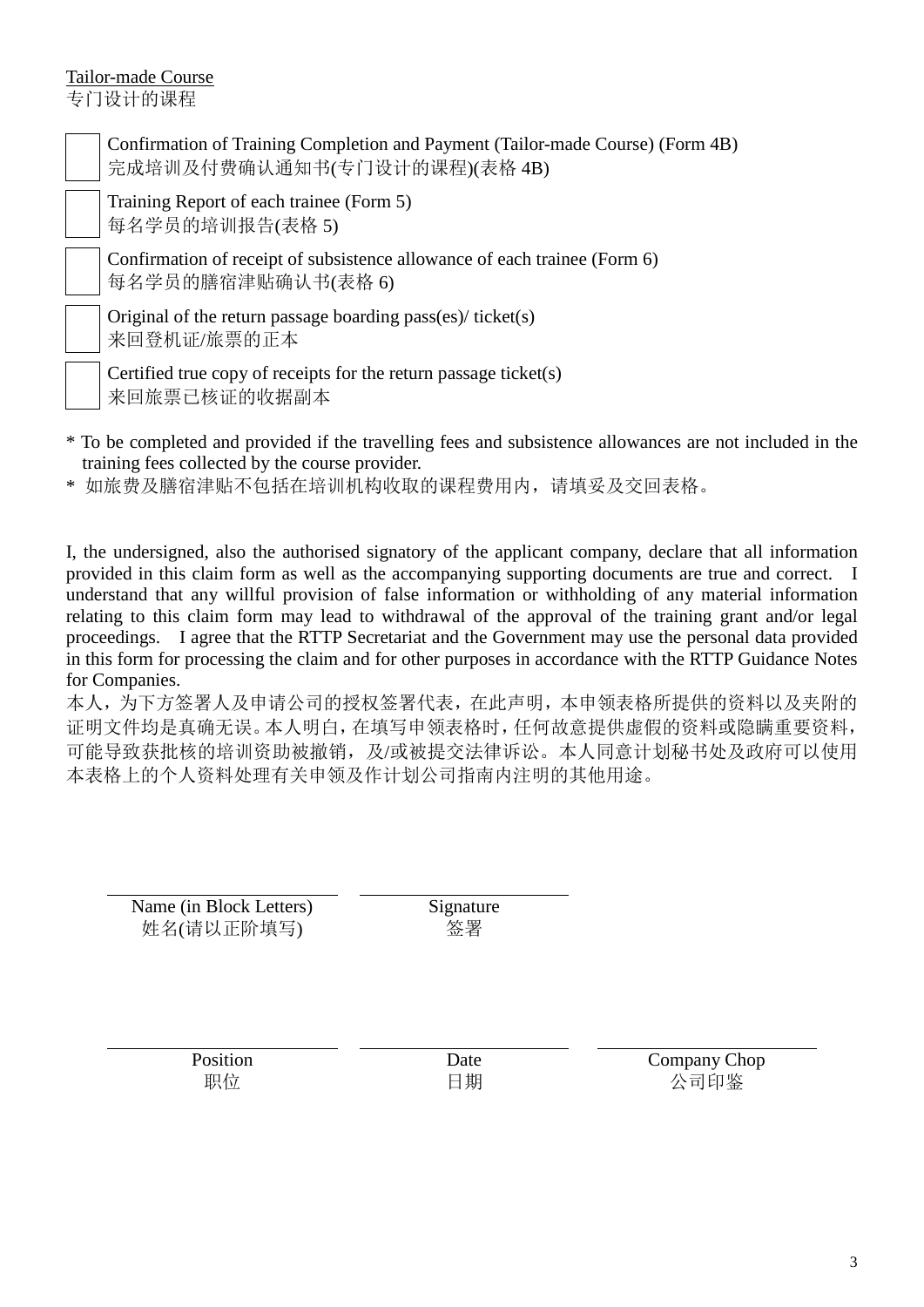Tailor-made Course
专门设计的课程

- [ ] Confirmation of Training Completion and Payment (Tailor-made Course) (Form 4B)
完成培训及付费确认通知书(专门设计的课程)(表格 4B)
- [ ] Training Report of each trainee (Form 5)
每名学员的培训报告(表格 5)
- [ ] Confirmation of receipt of subsistence allowance of each trainee (Form 6)
每名学员的膳宿津贴确认书(表格 6)
- [ ] Original of the return passage boarding pass(es)/ ticket(s)
来回登机证/旅票的正本
- [ ] Certified true copy of receipts for the return passage ticket(s)
来回旅票已核证的收据副本

\* To be completed and provided if the travelling fees and subsistence allowances are not included in the training fees collected by the course provider.

\* 如旅费及膳宿津贴不包括在培训机构收取的课程费用内，请填妥及交回表格。

I, the undersigned, also the authorised signatory of the applicant company, declare that all information provided in this claim form as well as the accompanying supporting documents are true and correct. I understand that any willful provision of false information or withholding of any material information relating to this claim form may lead to withdrawal of the approval of the training grant and/or legal proceedings. I agree that the RTTP Secretariat and the Government may use the personal data provided in this form for processing the claim and for other purposes in accordance with the RTTP Guidance Notes for Companies.

本人，为下方签署人及申请公司的授权签署代表，在此声明，本申领表格所提供的资料以及夹附的证明文件均是真确无误。本人明白，在填写申领表格时，任何故意提供虚假的资料或隐瞒重要资料，可能导致获批核的培训资助被撤销，及/或被提交法律诉讼。本人同意计划秘书处及政府可以使用本表格上的个人资料处理有关申领及作计划公司指南内注明的其他用途。

| | | |
|---|---|---|
| ______________________ | ______________________ | |
| Name (in Block Letters)<br>姓名(请以正阶填写) | Signature<br>签署 | |
| ______________________ | ______________________ | ______________________ |
| Position<br>职位 | Date<br>日期 | Company Chop<br>公司印鉴 |